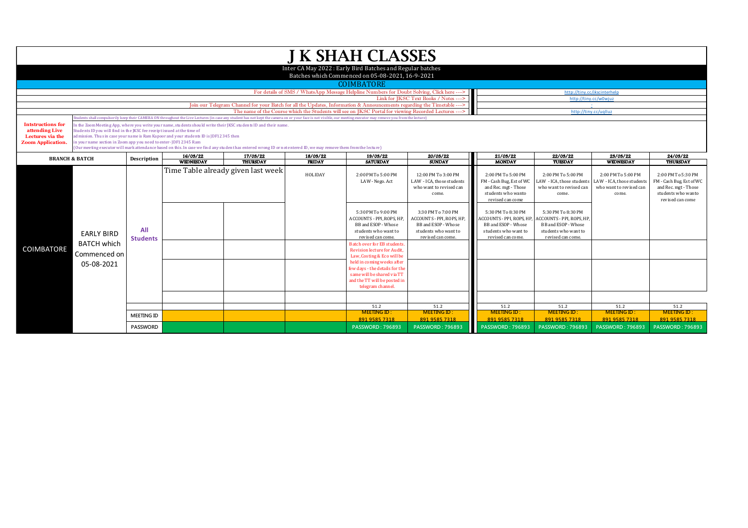# J K SHAH CLASSES

Inter CA May 2022 : Early Bird Batches and Regular batches

Batches which Commenced on 05-08-2021, 16-9-2021

## COIMBATORE

For details of SMS / WhatsApp Message Helpline Numbers for Doubt Solving, Click here ---> http://tiny.cc/jkscinterhelp

Link for JKSC Text Books / Notes ---> http://tiny.cc/w0wjuz

Join our Telegram Channel for your Batch for all the Updates, Information & Announcements regarding the Timetable ---> -

The name of the Course which the Students will see on JKSC Portal for viewing Recorded Lectures ---> http://tiny.cc/uqlluz

**Intstructions for attending Live Lectures via the Zoom Application.**

Students shall compulsorily keep their CAMERA ON throughout the Live Lectures (in case any student has not kept the camera on or your face is not visible, our meeting executor may remove you from the lecture)

In the Zoom Meeting App, where you write your name, students should write their JKSC students ID and their name. Students ID you will find in the JKSC fee receipt issued at the time of admission. Thus in case your name is Ram Kapoor and your students ID is JDF12345 then in your name section in Zoom app you need to enter- JDF12345 Ram

(Our meeting executor will mark attendance based on this. In case we find any student has entered wrong ID or not entered ID, we may remove them from the lecture)

| BRANCH & BATCH | | Description | 16/03/22 WEDNESDAY | 17/03/22 THURSDAY | 18/03/22 FRIDAY | 19/03/22 SATURDAY | 20/03/22 SUNDAY | 21/03/22 MONDAY | 22/03/22 TUESDAY | 23/03/22 WEDNESDAY | 24/03/22 THURSDAY |
|---|---|---|---|---|---|---|---|---|---|---|---|
| COIMBATORE | EARLY BIRD BATCH which Commenced on 05-08-2021 | All Students | Time Table already given last week | | HOLIDAY | 2:00 PM To 5:00 PM LAW - Nego. Act | 12:00 PM To 3:00 PM LAW - ICA, those students who want to revised can come. | 2:00 PM To 5:00 PM FM - Cash Bug, Est of WC and Rec. mgt - Those students who wanto revised can come | 2:00 PM To 5:00 PM LAW - ICA, those students who want to revised can come. | 2:00 PM To 5:00 PM LAW - ICA, those students who want to revised can come. | 2:00 PM To 5:30 PM FM - Cash Bug, Est of WC and Rec. mgt - Those students who wanto revised can come |
| | | | | | | 5:30 PM To 9:00 PM ACCOUNTS - PPI, ROPS, HP, BB and ESOP - Whose students who want to revised can come. | 3:30 PM To 7:00 PM ACCOUNTS - PPI, ROPS, HP, BB and ESOP - Whose students who want to revised can come. | 5:30 PM To 8:30 PM ACCOUNTS - PPI, ROPS, HP, BB and ESOP - Whose students who want to revised can come. | 5:30 PM To 8:30 PM ACCOUNTS - PPI, ROPS, HP, BB and ESOP - Whose students who want to revised can come. | | |
| | | | | | | Batch over for EB students. Revision lecture for Audit, Law, Costing & Eco will be held in coming weeks after few days - the details for the same will be shared via TT and the TT will be posted in telegram channel. | | | | | |
| | | | | | | | | | | | |
| | | | | | | | | | | | |
| | | | | | | 51.2 | 51.2 | 51.2 | 51.2 | 51.2 | 51.2 |
| | | MEETING ID | | | | MEETING ID : 891 9585 7318 | MEETING ID : 891 9585 7318 | MEETING ID : 891 9585 7318 | MEETING ID : 891 9585 7318 | MEETING ID : 891 9585 7318 | MEETING ID : 891 9585 7318 |
| | | PASSWORD | | | | PASSWORD : 796893 | PASSWORD : 796893 | PASSWORD : 796893 | PASSWORD : 796893 | PASSWORD : 796893 | PASSWORD : 796893 |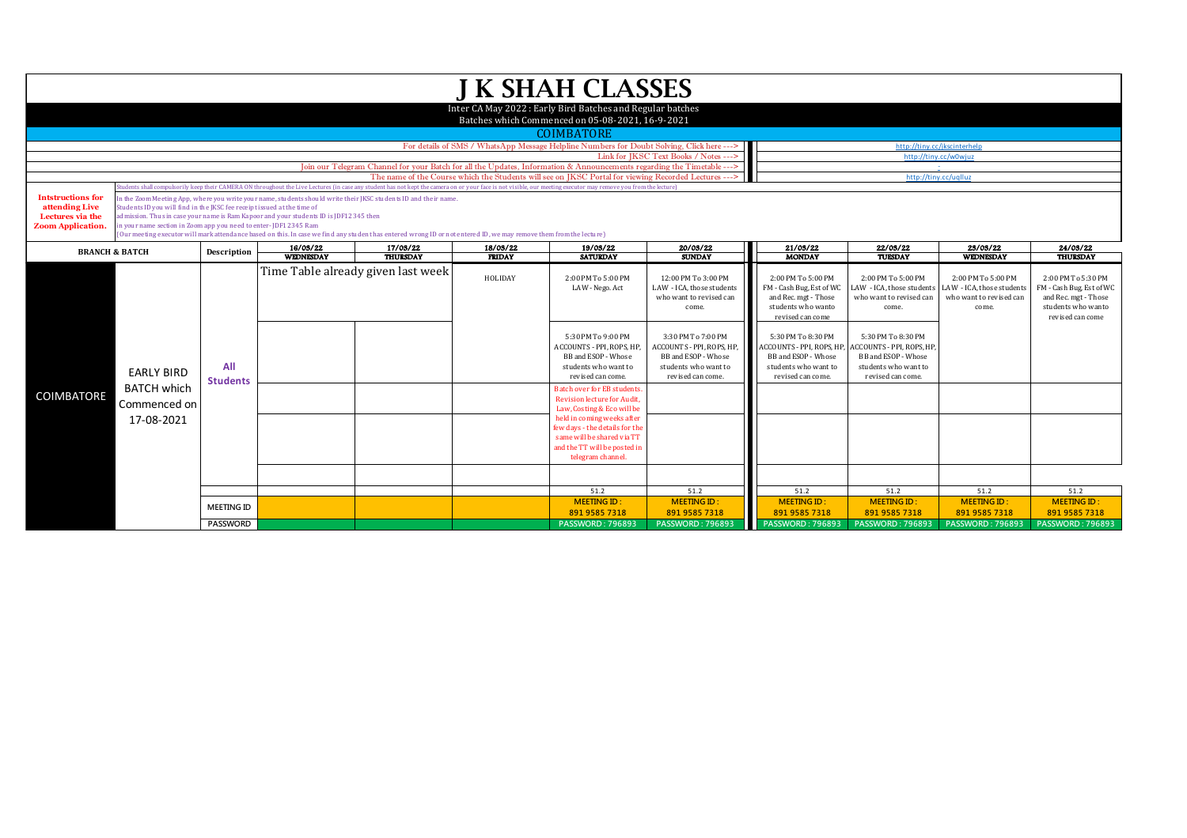# J K SHAH CLASSES

Inter CA May 2022 : Early Bird Batches and Regular batches

Batches which Commenced on 05-08-2021, 16-9-2021

## COIMBATORE

| | |
|---|---|
| For details of SMS / WhatsApp Message Helpline Numbers for Doubt Solving, Click here ---> | http://tiny.cc/jkscinterhelp |
| Link for JKSC Text Books / Notes ---> | http://tiny.cc/w0wjuz |
| Join our Telegram Channel for your Batch for all the Updates, Information & Announcements regarding the Timetable ---> | - |
| The name of the Course which the Students will see on JKSC Portal for viewing Recorded Lectures ---> | http://tiny.cc/uqlluz |

**Intstructions for attending Live Lectures via the Zoom Application.**

Students shall compulsorily keep their CAMERA ON throughout the Live Lectures (in case any student has not kept the camera on or your face is not visible, our meeting executor may remove you from the lecture)

In the Zoom Meeting App, where you write your name, students should write their JKSC students ID and their name.
Students ID you will find in the JKSC fee receipt issued at the time of admission. Thus in case your name is Ram Kapoor and your students ID is JDF12345 then in your name section in Zoom app you need to enter- JDF12345 Ram
(Our meeting executor will mark attendance based on this. In case we find any student has entered wrong ID or not entered ID, we may remove them from the lecture)

| BRANCH & BATCH | | Description | 16/03/22 WEDNESDAY | 17/03/22 THURSDAY | 18/03/22 FRIDAY | 19/03/22 SATURDAY | 20/03/22 SUNDAY | 21/03/22 MONDAY | 22/03/22 TUESDAY | 23/03/22 WEDNESDAY | 24/03/22 THURSDAY |
|---|---|---|---|---|---|---|---|---|---|---|---|
| COIMBATORE | EARLY BIRD BATCH which Commenced on 17-08-2021 | All Students | Time Table already given last week | | HOLIDAY | 2:00 PM To 5:00 PM LAW - Nego. Act | 12:00 PM To 3:00 PM LAW - ICA, those students who want to revised can come. | 2:00 PM To 5:00 PM FM - Cash Bug, Est of WC and Rec. mgt - Those students who wanto revised can come | 2:00 PM To 5:00 PM LAW - ICA, those students who want to revised can come. | 2:00 PM To 5:00 PM LAW - ICA, those students who want to revised can come. | 2:00 PM To 5:30 PM FM - Cash Bug, Est of WC and Rec. mgt - Those students who wanto revised can come |
| | | | | | | 5:30 PM To 9:00 PM ACCOUNTS - PPI, ROPS, HP, BB and ESOP - Whose students who want to revised can come. | 3:30 PM To 7:00 PM ACCOUNTS - PPI, ROPS, HP, BB and ESOP - Whose students who want to revised can come. | 5:30 PM To 8:30 PM ACCOUNTS - PPI, ROPS, HP, BB and ESOP - Whose students who want to revised can come. | 5:30 PM To 8:30 PM ACCOUNTS - PPI, ROPS, HP, BB and ESOP - Whose students who want to revised can come. | | |
| | | | | | | Batch over for EB students. Revision lecture for Audit, Law, Costing & Eco will be held in coming weeks after few days - the details for the same will be shared via TT and the TT will be posted in telegram channel. | | | | | |
| | | | | | | | | | | | |
| | | | | | | 51.2 | 51.2 | 51.2 | 51.2 | 51.2 | 51.2 |
| | | MEETING ID | | | | MEETING ID : 891 9585 7318 | MEETING ID : 891 9585 7318 | MEETING ID : 891 9585 7318 | MEETING ID : 891 9585 7318 | MEETING ID : 891 9585 7318 | MEETING ID : 891 9585 7318 |
| | | PASSWORD | | | | PASSWORD : 796893 | PASSWORD : 796893 | PASSWORD : 796893 | PASSWORD : 796893 | PASSWORD : 796893 | PASSWORD : 796893 |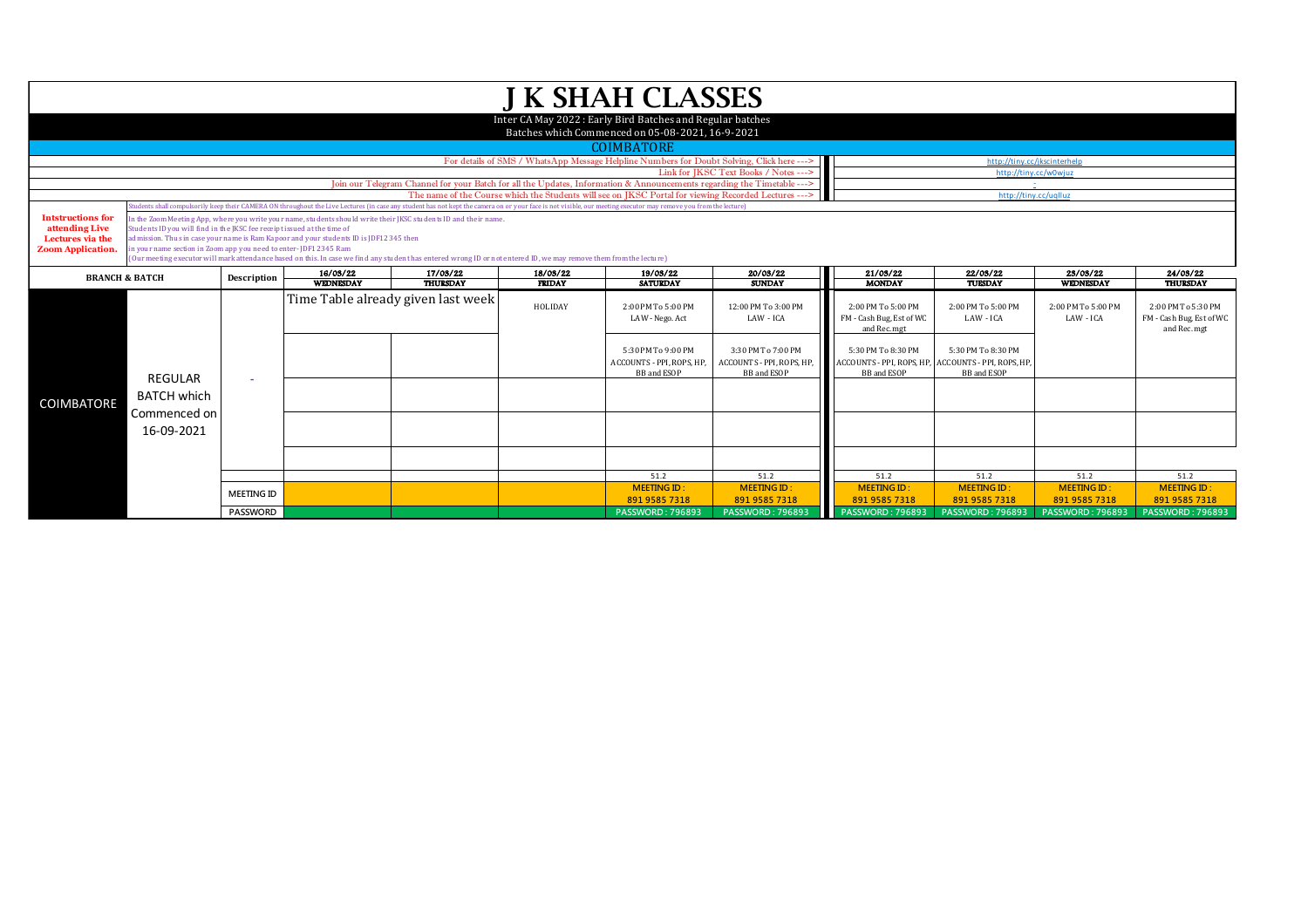# J K SHAH CLASSES

Inter CA May 2022 : Early Bird Batches and Regular batches

Batches which Commenced on 05-08-2021, 16-9-2021

## COIMBATORE

| | |
|---|---|
| For details of SMS / WhatsApp Message Helpline Numbers for Doubt Solving, Click here ---> | http://tiny.cc/jkscinterhelp |
| Link for JKSC Text Books / Notes ---> | http://tiny.cc/w0wjuz |
| Join our Telegram Channel for your Batch for all the Updates, Information & Announcements regarding the Timetable ---> | - |
| The name of the Course which the Students will see on JKSC Portal for viewing Recorded Lectures ---> | http://tiny.cc/uqlluz |

**Intstructions for attending Live Lectures via the Zoom Application.**

Students shall compulsorily keep their CAMERA ON throughout the Live Lectures (in case any student has not kept the camera on or your face is not visible, our meeting executor may remove you from the lecture)

In the Zoom Meeting App, where you write your name, students should write their JKSC students ID and their name. Students ID you will find in the JKSC fee receipt issued at the time of admission. Thus in case your name is Ram Kapoor and your students ID is JDF12345 then in your name section in Zoom app you need to enter- JDF12345 Ram

(Our meeting executor will mark attendance based on this. In case we find any student has entered wrong ID or not entered ID, we may remove them from the lecture)

| BRANCH & BATCH | | Description | 16/03/22 WEDNESDAY | 17/03/22 THURSDAY | 18/03/22 FRIDAY | 19/03/22 SATURDAY | 20/03/22 SUNDAY | 21/03/22 MONDAY | 22/03/22 TUESDAY | 23/03/22 WEDNESDAY | 24/03/22 THURSDAY |
|---|---|---|---|---|---|---|---|---|---|---|---|
| COIMBATORE | REGULAR BATCH which Commenced on 16-09-2021 | - | Time Table already given last week | | HOLIDAY | 2:00 PM To 5:00 PM LAW - Nego. Act | 12:00 PM To 3:00 PM LAW - ICA | 2:00 PM To 5:00 PM FM - Cash Bug, Est of WC and Rec.mgt | 2:00 PM To 5:00 PM LAW - ICA | 2:00 PM To 5:00 PM LAW - ICA | 2:00 PM To 5:30 PM FM - Cash Bug, Est of WC and Rec.mgt |
| | | | | | | 5:30 PM To 9:00 PM ACCOUNTS - PPI, ROPS, HP, BB and ESOP | 3:30 PM To 7:00 PM ACCOUNTS - PPI, ROPS, HP, BB and ESOP | 5:30 PM To 8:30 PM ACCOUNTS - PPI, ROPS, HP, BB and ESOP | 5:30 PM To 8:30 PM ACCOUNTS - PPI, ROPS, HP, BB and ESOP | | |
| | | | | | | | | | | | |
| | | | | | | | | | | | |
| | | | | | | | | | | | |
| | | | | | | 51.2 | 51.2 | 51.2 | 51.2 | 51.2 | 51.2 |
| | | MEETING ID | | | | MEETING ID : 891 9585 7318 | MEETING ID : 891 9585 7318 | MEETING ID : 891 9585 7318 | MEETING ID : 891 9585 7318 | MEETING ID : 891 9585 7318 | MEETING ID : 891 9585 7318 |
| | | PASSWORD | | | | PASSWORD : 796893 | PASSWORD : 796893 | PASSWORD : 796893 | PASSWORD : 796893 | PASSWORD : 796893 | PASSWORD : 796893 |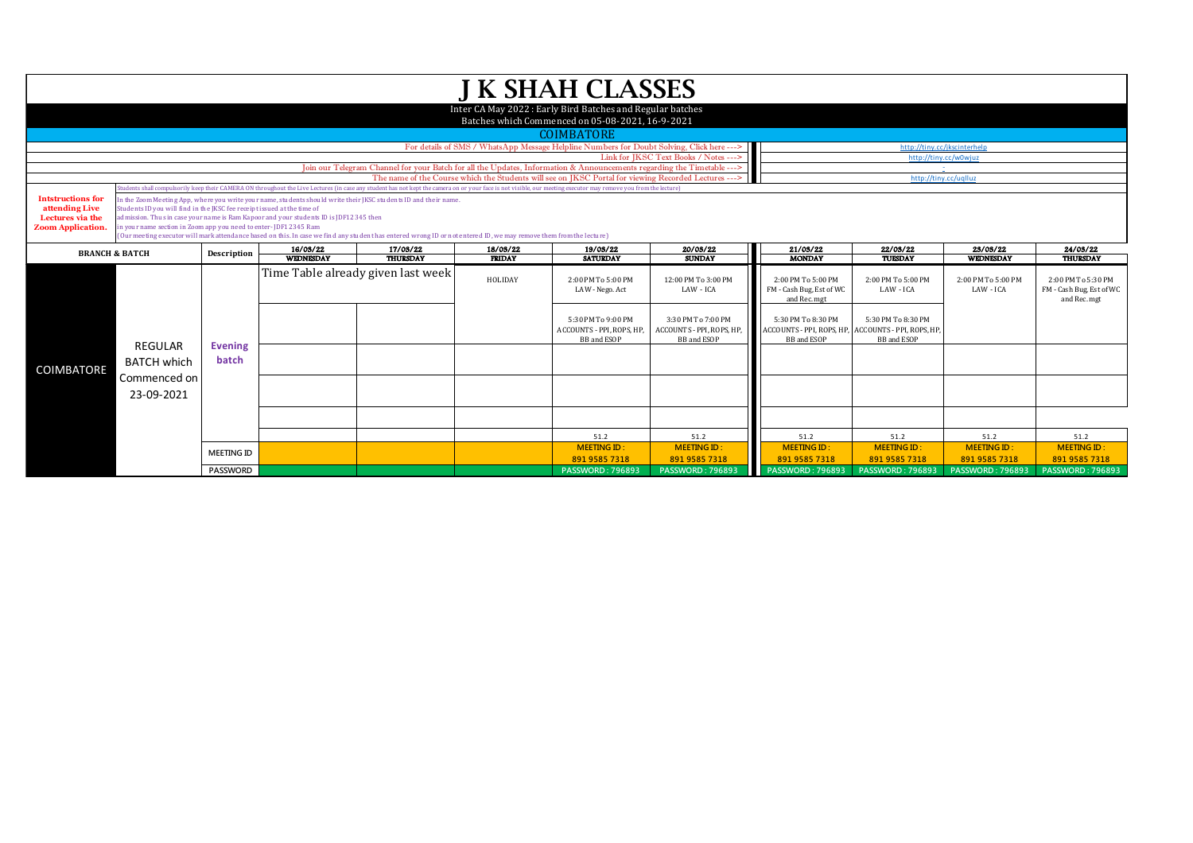# J K SHAH CLASSES

Inter CA May 2022 : Early Bird Batches and Regular batches

Batches which Commenced on 05-08-2021, 16-9-2021

## COIMBATORE

For details of SMS / WhatsApp Message Helpline Numbers for Doubt Solving, Click here ---> http://tiny.cc/jkscinterhelp

Link for JKSC Text Books / Notes ---> http://tiny.cc/w0wjuz

Join our Telegram Channel for your Batch for all the Updates, Information & Announcements regarding the Timetable ---> -

The name of the Course which the Students will see on JKSC Portal for viewing Recorded Lectures ---> http://tiny.cc/uqlluz

Students shall compulsorily keep their CAMERA ON throughout the Live Lectures (in case any student has not kept the camera on or your face is not visible, our meeting executor may remove you from the lecture)

**Intstructions for attending Live Lectures via the Zoom Application.**

In the Zoom Meeting App, where you write your name, students should write their JKSC students ID and their name.
Students ID you will find in the JKSC fee receipt issued at the time of admission. Thus in case your name is Ram Kapoor and your students ID is JDF12345 then in your name section in Zoom app you need to enter- JDF12345 Ram
(Our meeting executor will mark attendance based on this. In case we find any student has entered wrong ID or not entered ID, we may remove them from the lecture)

| BRANCH & BATCH | | Description | 16/03/22 WEDNESDAY | 17/03/22 THURSDAY | 18/03/22 FRIDAY | 19/03/22 SATURDAY | 20/03/22 SUNDAY | 21/03/22 MONDAY | 22/03/22 TUESDAY | 23/03/22 WEDNESDAY | 24/03/22 THURSDAY |
|---|---|---|---|---|---|---|---|---|---|---|---|
| COIMBATORE | REGULAR BATCH which Commenced on 23-09-2021 | Evening batch | Time Table already given last week | | HOLIDAY | 2:00 PM To 5:00 PM LAW - Nego. Act | 12:00 PM To 3:00 PM LAW - ICA | 2:00 PM To 5:00 PM FM - Cash Bug, Est of WC and Rec.mgt | 2:00 PM To 5:00 PM LAW - ICA | 2:00 PM To 5:00 PM LAW - ICA | 2:00 PM To 5:30 PM FM - Cash Bug, Est of WC and Rec.mgt |
| | | | | | | 5:30 PM To 9:00 PM ACCOUNTS - PPI, ROPS, HP, BB and ESOP | 3:30 PM To 7:00 PM ACCOUNTS - PPI, ROPS, HP, BB and ESOP | 5:30 PM To 8:30 PM ACCOUNTS - PPI, ROPS, HP, BB and ESOP | 5:30 PM To 8:30 PM ACCOUNTS - PPI, ROPS, HP, BB and ESOP | | |
| | | | | | | 51.2 | 51.2 | 51.2 | 51.2 | 51.2 | 51.2 |
| | | MEETING ID | | | | MEETING ID : 891 9585 7318 | MEETING ID : 891 9585 7318 | MEETING ID : 891 9585 7318 | MEETING ID : 891 9585 7318 | MEETING ID : 891 9585 7318 | MEETING ID : 891 9585 7318 |
| | | PASSWORD | | | | PASSWORD : 796893 | PASSWORD : 796893 | PASSWORD : 796893 | PASSWORD : 796893 | PASSWORD : 796893 | PASSWORD : 796893 |